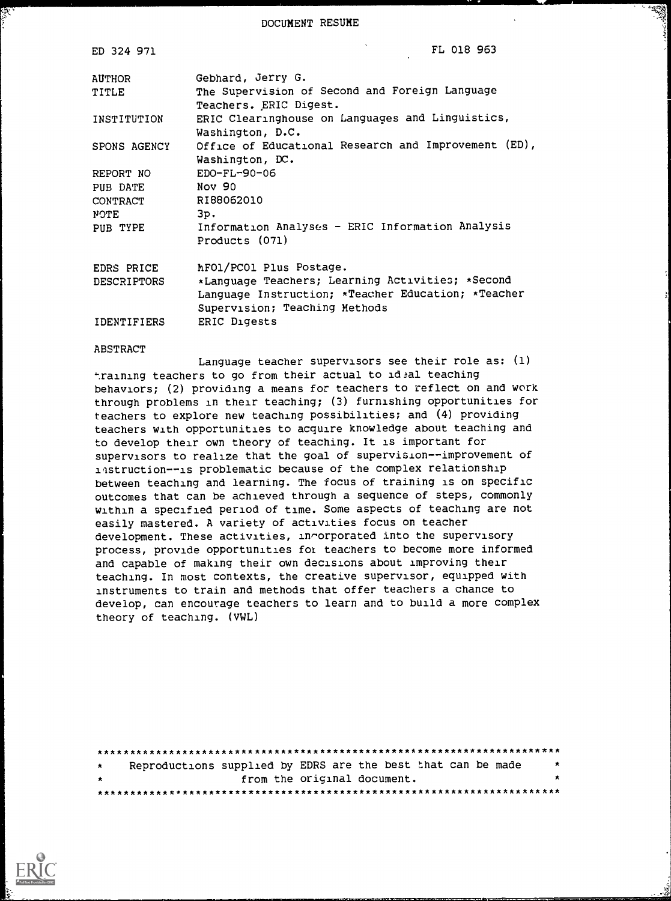DOCUMENT RESUME

| | |
|---|---|
| ED 324 971 | FL 018 963 |
| AUTHOR | Gebhard, Jerry G. |
| TITLE | The Supervision of Second and Foreign Language Teachers. ERIC Digest. |
| INSTITUTION | ERIC Clearinghouse on Languages and Linguistics, Washington, D.C. |
| SPONS AGENCY | Office of Educational Research and Improvement (ED), Washington, DC. |
| REPORT NO | EDO-FL-90-06 |
| PUB DATE | Nov 90 |
| CONTRACT | RI88062010 |
| NOTE | 3p. |
| PUB TYPE | Information Analyses - ERIC Information Analysis Products (071) |
| EDRS PRICE | MF01/PC01 Plus Postage. |
| DESCRIPTORS | *Language Teachers; Learning Activities; *Second Language Instruction; *Teacher Education; *Teacher Supervision; Teaching Methods |
| IDENTIFIERS | ERIC Digests |

ABSTRACT

Language teacher supervisors see their role as: (1) training teachers to go from their actual to ideal teaching behaviors; (2) providing a means for teachers to reflect on and work through problems in their teaching; (3) furnishing opportunities for teachers to explore new teaching possibilities; and (4) providing teachers with opportunities to acquire knowledge about teaching and to develop their own theory of teaching. It is important for supervisors to realize that the goal of supervision--improvement of instruction--is problematic because of the complex relationship between teaching and learning. The focus of training is on specific outcomes that can be achieved through a sequence of steps, commonly within a specified period of time. Some aspects of teaching are not easily mastered. A variety of activities focus on teacher development. These activities, incorporated into the supervisory process, provide opportunities for teachers to become more informed and capable of making their own decisions about improving their teaching. In most contexts, the creative supervisor, equipped with instruments to train and methods that offer teachers a chance to develop, can encourage teachers to learn and to build a more complex theory of teaching. (VWL)

***********************************************************************

* Reproductions supplied by EDRS are the best that can be made from the original document. *

***********************************************************************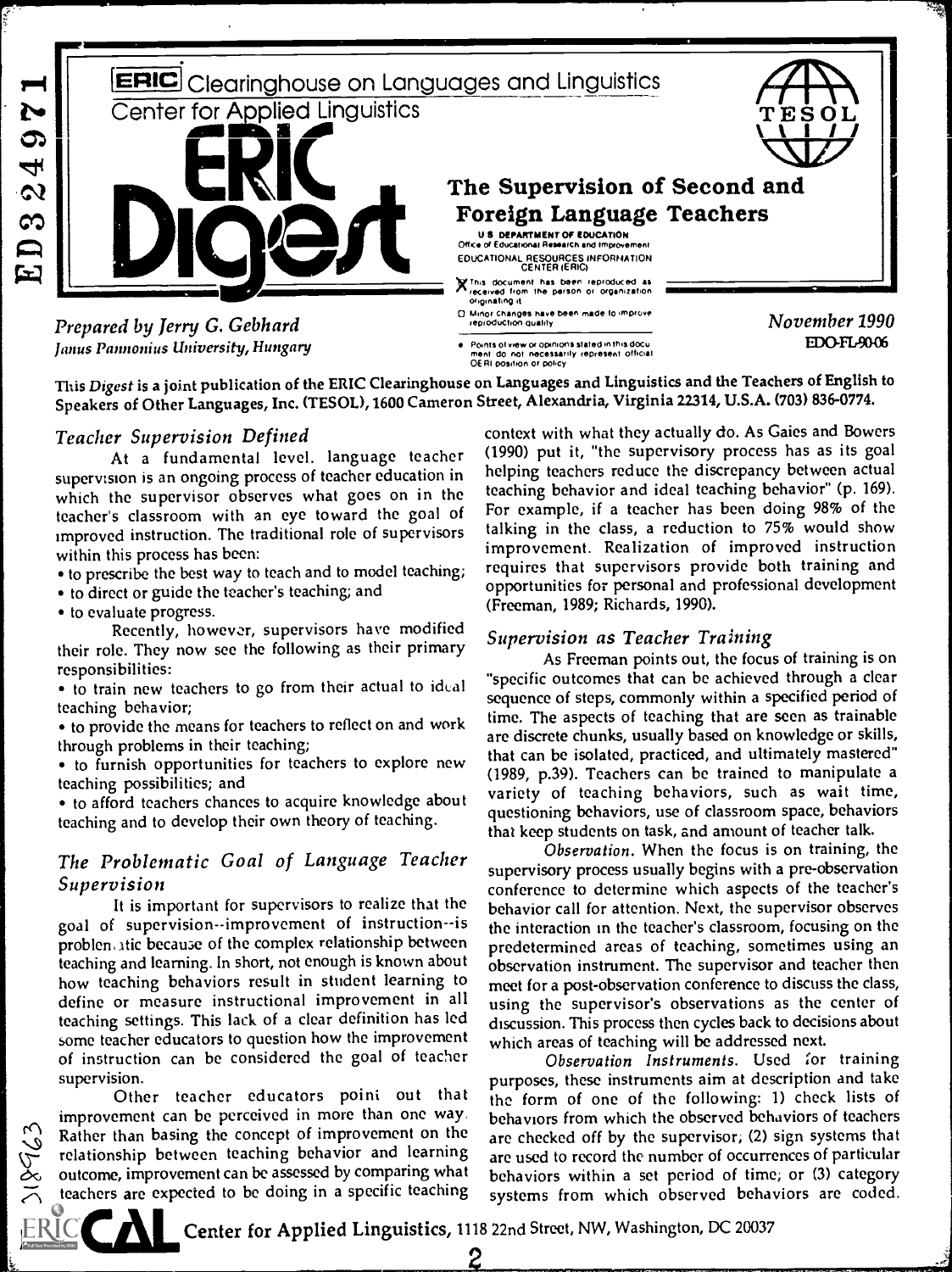ERIC Clearinghouse on Languages and Linguistics
Center for Applied Linguistics

# ERIC Digest

# The Supervision of Second and Foreign Language Teachers

U S DEPARTMENT OF EDUCATION
Office of Educational Research and Improvement
EDUCATIONAL RESOURCES INFORMATION CENTER (ERIC)

X This document has been reproduced as received from the person or organization originating it

☐ Minor changes have been made to improve reproduction quality

• Points of view or opinions stated in this document do not necessarily represent official OERI position or policy

*Prepared by Jerry G. Gebhard*
*Janus Pannonius University, Hungary*

*November 1990*
EDO-FL-90-06

This *Digest* is a joint publication of the ERIC Clearinghouse on Languages and Linguistics and the Teachers of English to Speakers of Other Languages, Inc. (TESOL), 1600 Cameron Street, Alexandria, Virginia 22314, U.S.A. (703) 836-0774.

## *Teacher Supervision Defined*

At a fundamental level, language teacher supervision is an ongoing process of teacher education in which the supervisor observes what goes on in the teacher's classroom with an eye toward the goal of improved instruction. The traditional role of supervisors within this process has been:

- to prescribe the best way to teach and to model teaching;
- to direct or guide the teacher's teaching; and
- to evaluate progress.

Recently, however, supervisors have modified their role. They now see the following as their primary responsibilities:

- to train new teachers to go from their actual to ideal teaching behavior;
- to provide the means for teachers to reflect on and work through problems in their teaching;
- to furnish opportunities for teachers to explore new teaching possibilities; and
- to afford teachers chances to acquire knowledge about teaching and to develop their own theory of teaching.

## *The Problematic Goal of Language Teacher Supervision*

It is important for supervisors to realize that the goal of supervision--improvement of instruction--is problematic because of the complex relationship between teaching and learning. In short, not enough is known about how teaching behaviors result in student learning to define or measure instructional improvement in all teaching settings. This lack of a clear definition has led some teacher educators to question how the improvement of instruction can be considered the goal of teacher supervision.

Other teacher educators point out that improvement can be perceived in more than one way. Rather than basing the concept of improvement on the relationship between teaching behavior and learning outcome, improvement can be assessed by comparing what teachers are expected to be doing in a specific teaching context with what they actually do. As Gaies and Bowers (1990) put it, "the supervisory process has as its goal helping teachers reduce the discrepancy between actual teaching behavior and ideal teaching behavior" (p. 169). For example, if a teacher has been doing 98% of the talking in the class, a reduction to 75% would show improvement. Realization of improved instruction requires that supervisors provide both training and opportunities for personal and professional development (Freeman, 1989; Richards, 1990).

## *Supervision as Teacher Training*

As Freeman points out, the focus of training is on "specific outcomes that can be achieved through a clear sequence of steps, commonly within a specified period of time. The aspects of teaching that are seen as trainable are discrete chunks, usually based on knowledge or skills, that can be isolated, practiced, and ultimately mastered" (1989, p.39). Teachers can be trained to manipulate a variety of teaching behaviors, such as wait time, questioning behaviors, use of classroom space, behaviors that keep students on task, and amount of teacher talk.

*Observation.* When the focus is on training, the supervisory process usually begins with a pre-observation conference to determine which aspects of the teacher's behavior call for attention. Next, the supervisor observes the interaction in the teacher's classroom, focusing on the predetermined areas of teaching, sometimes using an observation instrument. The supervisor and teacher then meet for a post-observation conference to discuss the class, using the supervisor's observations as the center of discussion. This process then cycles back to decisions about which areas of teaching will be addressed next.

*Observation Instruments.* Used for training purposes, these instruments aim at description and take the form of one of the following: 1) check lists of behaviors from which the observed behaviors of teachers are checked off by the supervisor; (2) sign systems that are used to record the number of occurrences of particular behaviors within a set period of time; or (3) category systems from which observed behaviors are coded.

Center for Applied Linguistics, 1118 22nd Street, NW, Washington, DC 20037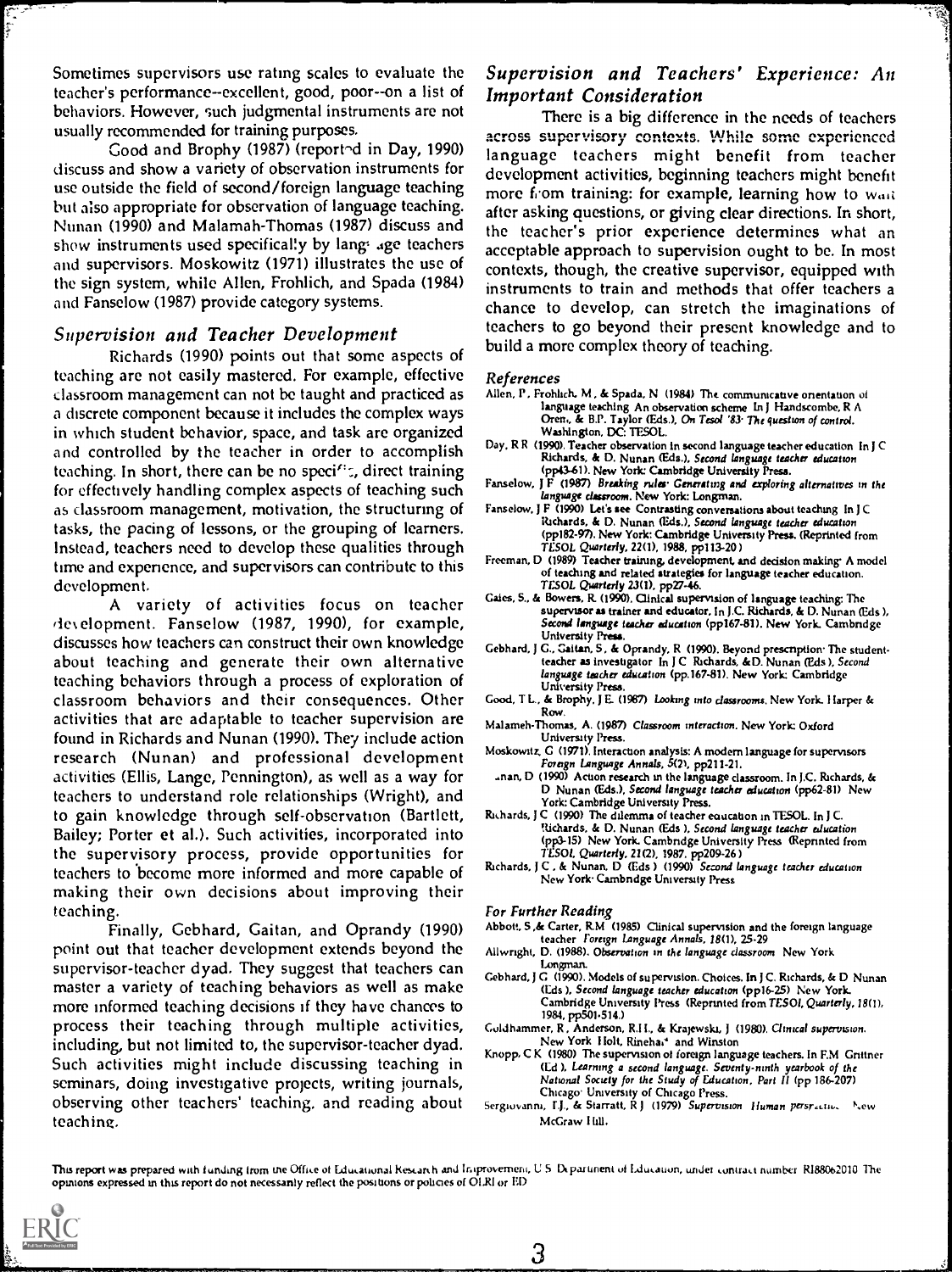Sometimes supervisors use rating scales to evaluate the teacher's performance--excellent, good, poor--on a list of behaviors. However, such judgmental instruments are not usually recommended for training purposes.

Good and Brophy (1987) (reported in Day, 1990) discuss and show a variety of observation instruments for use outside the field of second/foreign language teaching but also appropriate for observation of language teaching. Nunan (1990) and Malamah-Thomas (1987) discuss and show instruments used specifically by language teachers and supervisors. Moskowitz (1971) illustrates the use of the sign system, while Allen, Frohlich, and Spada (1984) and Fanselow (1987) provide category systems.

### *Supervision and Teacher Development*

Richards (1990) points out that some aspects of teaching are not easily mastered. For example, effective classroom management can not be taught and practiced as a discrete component because it includes the complex ways in which student behavior, space, and task are organized and controlled by the teacher in order to accomplish teaching. In short, there can be no specific, direct training for effectively handling complex aspects of teaching such as classroom management, motivation, the structuring of tasks, the pacing of lessons, or the grouping of learners. Instead, teachers need to develop these qualities through time and experience, and supervisors can contribute to this development.

A variety of activities focus on teacher development. Fanselow (1987, 1990), for example, discusses how teachers can construct their own knowledge about teaching and generate their own alternative teaching behaviors through a process of exploration of classroom behaviors and their consequences. Other activities that are adaptable to teacher supervision are found in Richards and Nunan (1990). They include action research (Nunan) and professional development activities (Ellis, Lange, Pennington), as well as a way for teachers to understand role relationships (Wright), and to gain knowledge through self-observation (Bartlett, Bailey; Porter et al.). Such activities, incorporated into the supervisory process, provide opportunities for teachers to become more informed and more capable of making their own decisions about improving their teaching.

Finally, Gebhard, Gaitan, and Oprandy (1990) point out that teacher development extends beyond the supervisor-teacher dyad. They suggest that teachers can master a variety of teaching behaviors as well as make more informed teaching decisions if they have chances to process their teaching through multiple activities, including, but not limited to, the supervisor-teacher dyad. Such activities might include discussing teaching in seminars, doing investigative projects, writing journals, observing other teachers' teaching, and reading about teaching.

### *Supervision and Teachers' Experience: An Important Consideration*

There is a big difference in the needs of teachers across supervisory contexts. While some experienced language teachers might benefit from teacher development activities, beginning teachers might benefit more from training: for example, learning how to wait after asking questions, or giving clear directions. In short, the teacher's prior experience determines what an acceptable approach to supervision ought to be. In most contexts, though, the creative supervisor, equipped with instruments to train and methods that offer teachers a chance to develop, can stretch the imaginations of teachers to go beyond their present knowledge and to build a more complex theory of teaching.

### *References*

Allen, P., Frohlich, M., & Spada, N. (1984) The communicative orientation of language teaching: An observation scheme. In J. Handscombe, R. A. Orem, & B.P. Taylor (Eds.), *On Tesol '83: The question of control*. Washington, DC: TESOL.

Day, R.R. (1990). Teacher observation in second language teacher education. In J.C. Richards, & D. Nunan (Eds.), *Second language teacher education* (pp43-61). New York: Cambridge University Press.

Fanselow, J.F. (1987) *Breaking rules: Generating and exploring alternatives in the language classroom*. New York: Longman.

Fanselow, J.F. (1990) Let's see: Contrasting conversations about teaching. In J.C. Richards, & D. Nunan (Eds.), *Second language teacher education* (pp182-97). New York: Cambridge University Press. (Reprinted from *TESOL Quarterly*, 22(1), 1988, pp113-20.)

Freeman, D. (1989) Teacher training, development, and decision making: A model of teaching and related strategies for language teacher education. *TESOL Quarterly* 23(1), pp27-46.

Gaies, S., & Bowers, R. (1990). Clinical supervision of language teaching: The supervisor as trainer and educator. In J.C. Richards, & D. Nunan (Eds.), *Second language teacher education* (pp167-81). New York: Cambridge University Press.

Gebhard, J.G., Gaitan, S., & Oprandy, R. (1990). Beyond prescription: The student-teacher as investigator. In J.C. Richards, & D. Nunan (Eds.), *Second language teacher education* (pp.167-81). New York: Cambridge University Press.

Good, T.L., & Brophy, J.E. (1987) *Looking into classrooms*. New York: Harper & Row.

Malameh-Thomas, A. (1987) *Classroom interaction*. New York: Oxford University Press.

Moskowitz, G. (1971). Interaction analysis: A modern language for supervisors. *Foreign Language Annals*, 5(2), pp211-21.

Nunan, D. (1990) Action research in the language classroom. In J.C. Richards, & D. Nunan (Eds.), *Second language teacher education* (pp62-81). New York: Cambridge University Press.

Richards, J.C. (1990) The dilemma of teacher education in TESOL. In J.C. Richards, & D. Nunan (Eds.), *Second language teacher education* (pp3-15). New York: Cambridge University Press. (Reprinted from *TESOL Quarterly*, 21(2), 1987, pp209-26.)

Richards, J.C., & Nunan, D. (Eds.) (1990) *Second language teacher education*. New York: Cambridge University Press.

### *For Further Reading*

Abbott, S., & Carter, R.M. (1985) Clinical supervision and the foreign language teacher. *Foreign Language Annals*, 18(1), 25-29.

Allwright, D. (1988). *Observation in the language classroom*. New York: Longman.

Gebhard, J.G. (1990). Models of supervision: Choices. In J.C. Richards, & D. Nunan (Eds.), *Second language teacher education* (pp16-25). New York: Cambridge University Press. (Reprinted from *TESOL Quarterly*, 18(1), 1984, pp501-514.)

Goldhammer, R., Anderson, R.H., & Krajewski, J. (1980). *Clinical supervision*. New York: Holt, Rinehart and Winston.

Knopp, C.K. (1980) The supervision of foreign language teachers. In F.M. Grittner (Ed.), *Learning a second language. Seventy-ninth yearbook of the National Society for the Study of Education, Part II* (pp 186-207). Chicago: University of Chicago Press.

Sergiovanni, T.J., & Starratt, R.J. (1979) *Supervision: Human perspectives*. New York: McGraw Hill.

This report was prepared with funding from the Office of Educational Research and Improvement, U.S. Department of Education, under contract number RI88062010. The opinions expressed in this report do not necessarily reflect the positions or policies of OERI or ED.